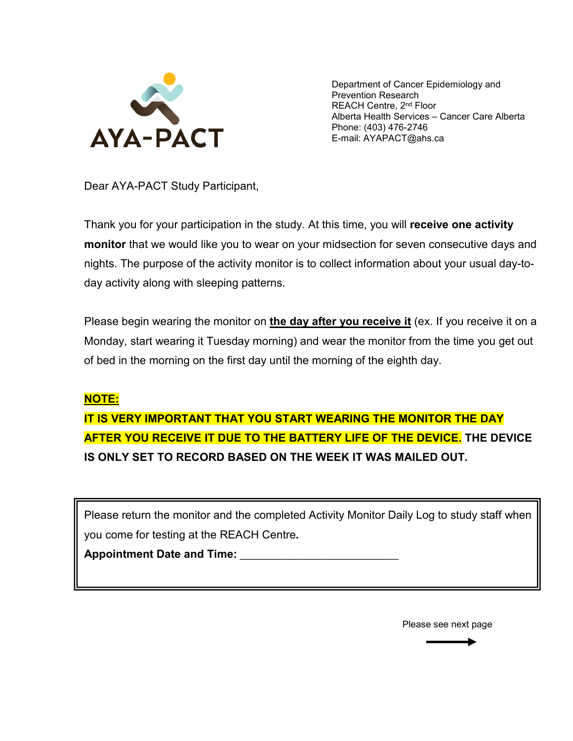AYA-PACT

Department of Cancer Epidemiology and Prevention Research
REACH Centre, 2nd Floor
Alberta Health Services – Cancer Care Alberta
Phone: (403) 476-2746
E-mail: AYAPACT@ahs.ca

Dear AYA-PACT Study Participant,

Thank you for your participation in the study. At this time, you will **receive one activity monitor** that we would like you to wear on your midsection for seven consecutive days and nights. The purpose of the activity monitor is to collect information about your usual day-to-day activity along with sleeping patterns.

Please begin wearing the monitor on **<u>the day after you receive it</u>** (ex. If you receive it on a Monday, start wearing it Tuesday morning) and wear the monitor from the time you get out of bed in the morning on the first day until the morning of the eighth day.

**<u>NOTE:</u>**

**IT IS VERY IMPORTANT THAT YOU START WEARING THE MONITOR THE DAY AFTER YOU RECEIVE IT DUE TO THE BATTERY LIFE OF THE DEVICE. THE DEVICE IS ONLY SET TO RECORD BASED ON THE WEEK IT WAS MAILED OUT.**

> Please return the monitor and the completed Activity Monitor Daily Log to study staff when you come for testing at the REACH Centre**.**
>
> **Appointment Date and Time:** _________________________

Please see next page →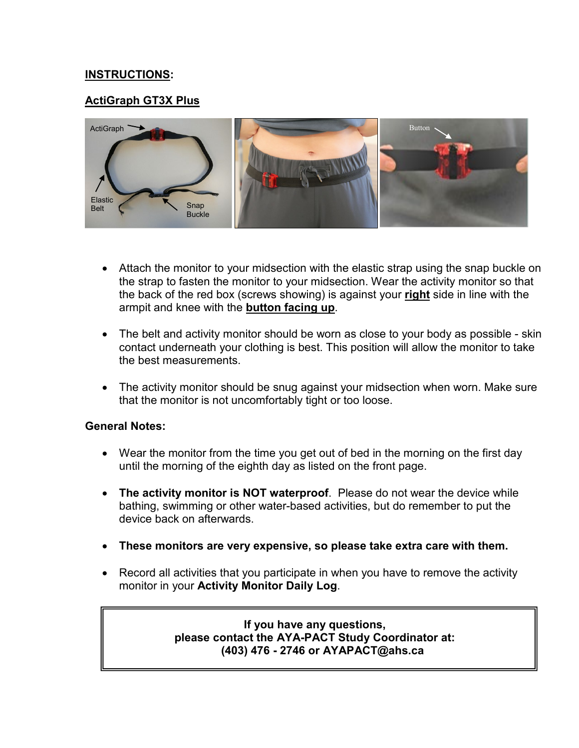## INSTRUCTIONS:

### ActiGraph GT3X Plus

ActiGraph

Elastic Belt

Snap Buckle

Button

- Attach the monitor to your midsection with the elastic strap using the snap buckle on the strap to fasten the monitor to your midsection. Wear the activity monitor so that the back of the red box (screws showing) is against your **right** side in line with the armpit and knee with the **button facing up**.
- The belt and activity monitor should be worn as close to your body as possible - skin contact underneath your clothing is best. This position will allow the monitor to take the best measurements.
- The activity monitor should be snug against your midsection when worn. Make sure that the monitor is not uncomfortably tight or too loose.

**General Notes:**

- Wear the monitor from the time you get out of bed in the morning on the first day until the morning of the eighth day as listed on the front page.
- **The activity monitor is NOT waterproof**. Please do not wear the device while bathing, swimming or other water-based activities, but do remember to put the device back on afterwards.
- **These monitors are very expensive, so please take extra care with them.**
- Record all activities that you participate in when you have to remove the activity monitor in your **Activity Monitor Daily Log**.

**If you have any questions,**
**please contact the AYA-PACT Study Coordinator at:**
**(403) 476 - 2746 or AYAPACT@ahs.ca**